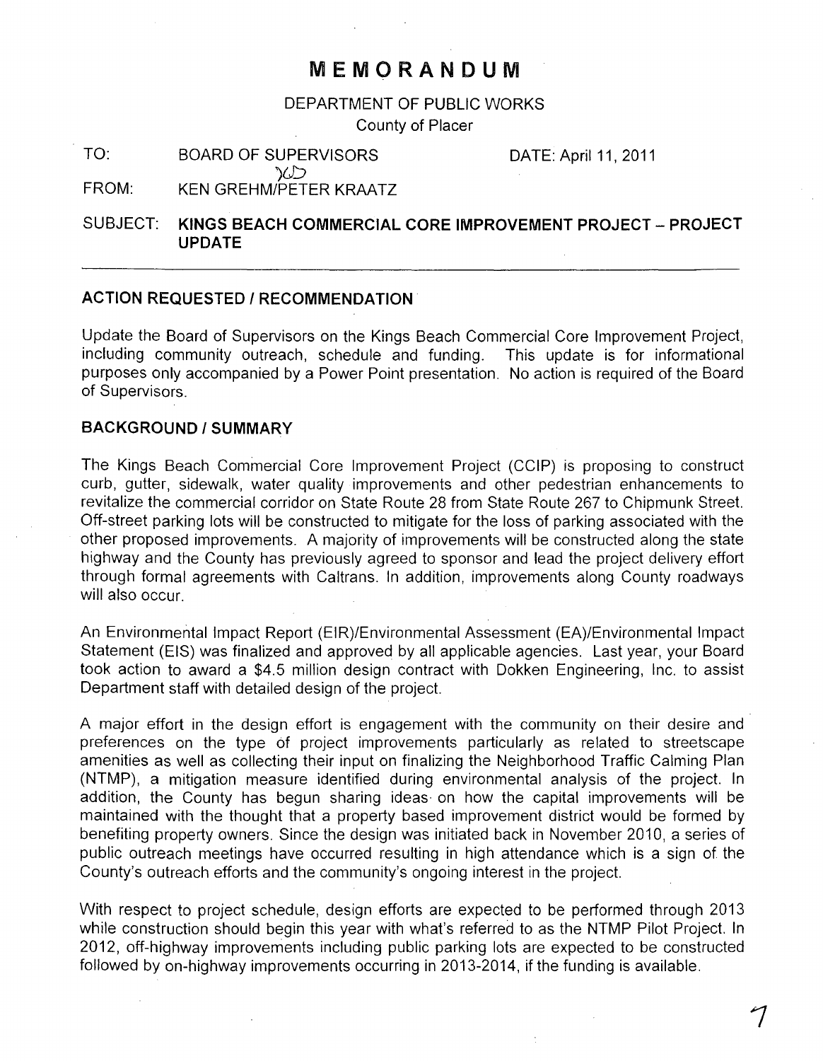# MEMORANDUM

DEPARTMENT OF PUBLIC WORKS
County of Placer

TO: BOARD OF SUPERVISORS DATE: April 11, 2011

FROM: KEN GREHM/PETER KRAATZ

SUBJECT: **KINGS BEACH COMMERCIAL CORE IMPROVEMENT PROJECT – PROJECT UPDATE**

---

## ACTION REQUESTED / RECOMMENDATION

Update the Board of Supervisors on the Kings Beach Commercial Core Improvement Project, including community outreach, schedule and funding. This update is for informational purposes only accompanied by a Power Point presentation. No action is required of the Board of Supervisors.

## BACKGROUND / SUMMARY

The Kings Beach Commercial Core Improvement Project (CCIP) is proposing to construct curb, gutter, sidewalk, water quality improvements and other pedestrian enhancements to revitalize the commercial corridor on State Route 28 from State Route 267 to Chipmunk Street. Off-street parking lots will be constructed to mitigate for the loss of parking associated with the other proposed improvements. A majority of improvements will be constructed along the state highway and the County has previously agreed to sponsor and lead the project delivery effort through formal agreements with Caltrans. In addition, improvements along County roadways will also occur.

An Environmental Impact Report (EIR)/Environmental Assessment (EA)/Environmental Impact Statement (EIS) was finalized and approved by all applicable agencies. Last year, your Board took action to award a $4.5 million design contract with Dokken Engineering, Inc. to assist Department staff with detailed design of the project.

A major effort in the design effort is engagement with the community on their desire and preferences on the type of project improvements particularly as related to streetscape amenities as well as collecting their input on finalizing the Neighborhood Traffic Calming Plan (NTMP), a mitigation measure identified during environmental analysis of the project. In addition, the County has begun sharing ideas on how the capital improvements will be maintained with the thought that a property based improvement district would be formed by benefiting property owners. Since the design was initiated back in November 2010, a series of public outreach meetings have occurred resulting in high attendance which is a sign of the County's outreach efforts and the community's ongoing interest in the project.

With respect to project schedule, design efforts are expected to be performed through 2013 while construction should begin this year with what's referred to as the NTMP Pilot Project. In 2012, off-highway improvements including public parking lots are expected to be constructed followed by on-highway improvements occurring in 2013-2014, if the funding is available.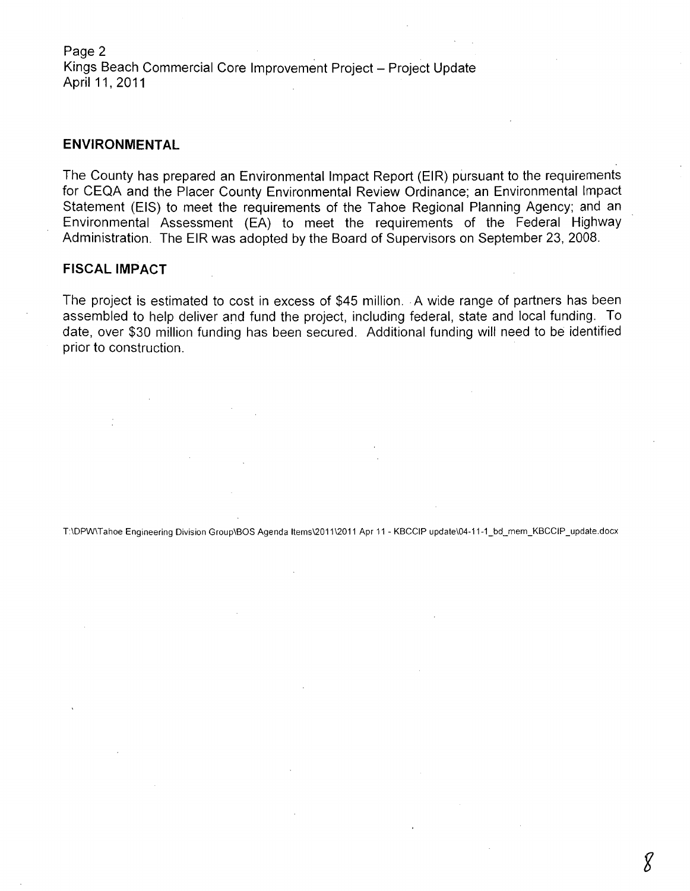## ENVIRONMENTAL

The County has prepared an Environmental Impact Report (EIR) pursuant to the requirements for CEQA and the Placer County Environmental Review Ordinance; an Environmental Impact Statement (EIS) to meet the requirements of the Tahoe Regional Planning Agency; and an Environmental Assessment (EA) to meet the requirements of the Federal Highway Administration. The EIR was adopted by the Board of Supervisors on September 23, 2008.

## FISCAL IMPACT

The project is estimated to cost in excess of $45 million. A wide range of partners has been assembled to help deliver and fund the project, including federal, state and local funding. To date, over $30 million funding has been secured. Additional funding will need to be identified prior to construction.

T:\DPW\Tahoe Engineering Division Group\BOS Agenda Items\2011\2011 Apr 11 - KBCCIP update\04-11-1_bd_mem_KBCCIP_update.docx